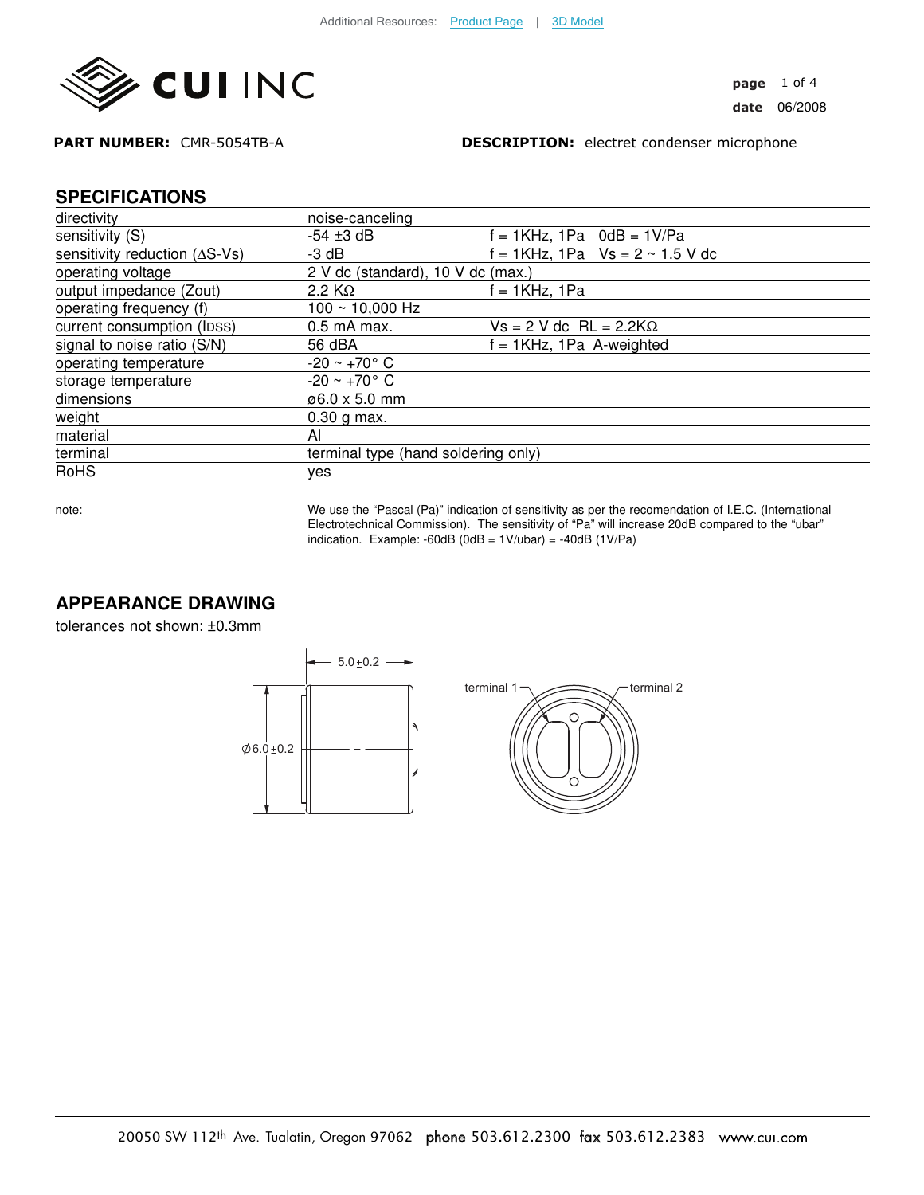Additional Resources: Product Page | 3D Model

**CUI INC**

**PART NUMBER:** CMR-5054TB-A **DESCRIPTION:** electret condenser microphone

## SPECIFICATIONS

| | | |
|---|---|---|
| directivity | noise-canceling | |
| sensitivity (S) | -54 ±3 dB | f = 1KHz, 1Pa 0dB = 1V/Pa |
| sensitivity reduction (ΔS-Vs) | -3 dB | f = 1KHz, 1Pa Vs = 2 ~ 1.5 V dc |
| operating voltage | 2 V dc (standard), 10 V dc (max.) | |
| output impedance (Zout) | 2.2 KΩ | f = 1KHz, 1Pa |
| operating frequency (f) | 100 ~ 10,000 Hz | |
| current consumption (IDSS) | 0.5 mA max. | Vs = 2 V dc RL = 2.2KΩ |
| signal to noise ratio (S/N) | 56 dBA | f = 1KHz, 1Pa A-weighted |
| operating temperature | -20 ~ +70° C | |
| storage temperature | -20 ~ +70° C | |
| dimensions | ø6.0 x 5.0 mm | |
| weight | 0.30 g max. | |
| material | Al | |
| terminal | terminal type (hand soldering only) | |
| RoHS | yes | |

note: We use the "Pascal (Pa)" indication of sensitivity as per the recomendation of I.E.C. (International Electrotechnical Commission). The sensitivity of "Pa" will increase 20dB compared to the "ubar" indication. Example: -60dB (0dB = 1V/ubar) = -40dB (1V/Pa)

## APPEARANCE DRAWING

tolerances not shown: ±0.3mm

5.0±0.2

Ø6.0±0.2

terminal 1

terminal 2

20050 SW 112th Ave. Tualatin, Oregon 97062 phone 503.612.2300 fax 503.612.2383 www.cui.com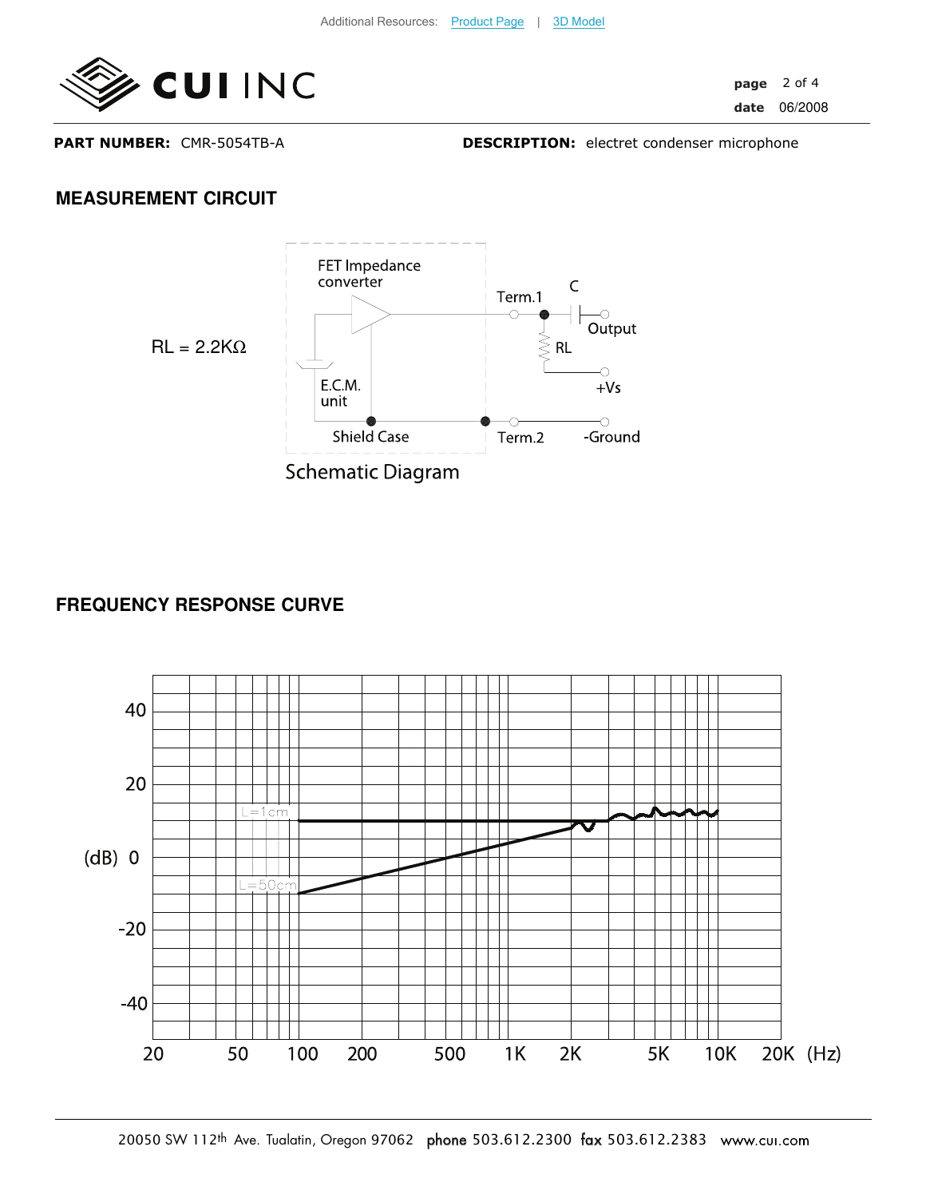**PART NUMBER:** CMR-5054TB-A **DESCRIPTION:** electret condenser microphone

## MEASUREMENT CIRCUIT

RL = 2.2KΩ

FET Impedance converter

E.C.M. unit

Shield Case

Term.1

Term.2

C

RL

Output

+Vs

-Ground

Schematic Diagram

## FREQUENCY RESPONSE CURVE

L=1cm

L=50cm

(dB) 40, 20, 0, -20, -40

20, 50, 100, 200, 500, 1K, 2K, 5K, 10K, 20K (Hz)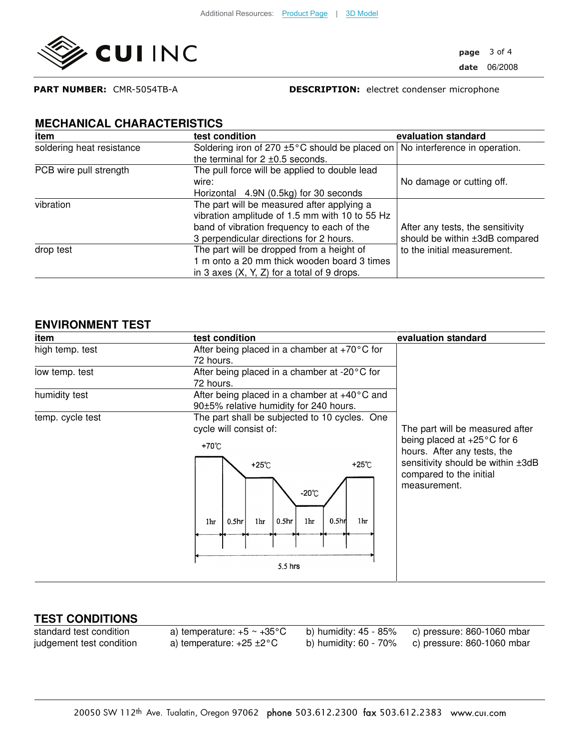**PART NUMBER:** CMR-5054TB-A **DESCRIPTION:** electret condenser microphone

## MECHANICAL CHARACTERISTICS

| item | test condition | evaluation standard |
|---|---|---|
| soldering heat resistance | Soldering iron of 270 ±5°C should be placed on the terminal for 2 ±0.5 seconds. | No interference in operation. |
| PCB wire pull strength | The pull force will be applied to double lead wire: Horizontal 4.9N (0.5kg) for 30 seconds | No damage or cutting off. |
| vibration | The part will be measured after applying a vibration amplitude of 1.5 mm with 10 to 55 Hz band of vibration frequency to each of the 3 perpendicular directions for 2 hours. | After any tests, the sensitivity should be within ±3dB compared to the initial measurement. |
| drop test | The part will be dropped from a height of 1 m onto a 20 mm thick wooden board 3 times in 3 axes (X, Y, Z) for a total of 9 drops. | |

## ENVIRONMENT TEST

| item | test condition | evaluation standard |
|---|---|---|
| high temp. test | After being placed in a chamber at +70°C for 72 hours. | The part will be measured after being placed at +25°C for 6 hours. After any tests, the sensitivity should be within ±3dB compared to the initial measurement. |
| low temp. test | After being placed in a chamber at -20°C for 72 hours. | |
| humidity test | After being placed in a chamber at +40°C and 90±5% relative humidity for 240 hours. | |
| temp. cycle test | The part shall be subjected to 10 cycles. One cycle will consist of: +70℃ 1hr, 0.5hr, +25℃ 1hr, 0.5hr, -20℃ 1hr, 0.5hr, +25℃ 1hr (5.5 hrs) | |

## TEST CONDITIONS

| | | | |
|---|---|---|---|
| standard test condition | a) temperature: +5 ~ +35°C | b) humidity: 45 - 85% | c) pressure: 860-1060 mbar |
| judgement test condition | a) temperature: +25 ±2°C | b) humidity: 60 - 70% | c) pressure: 860-1060 mbar |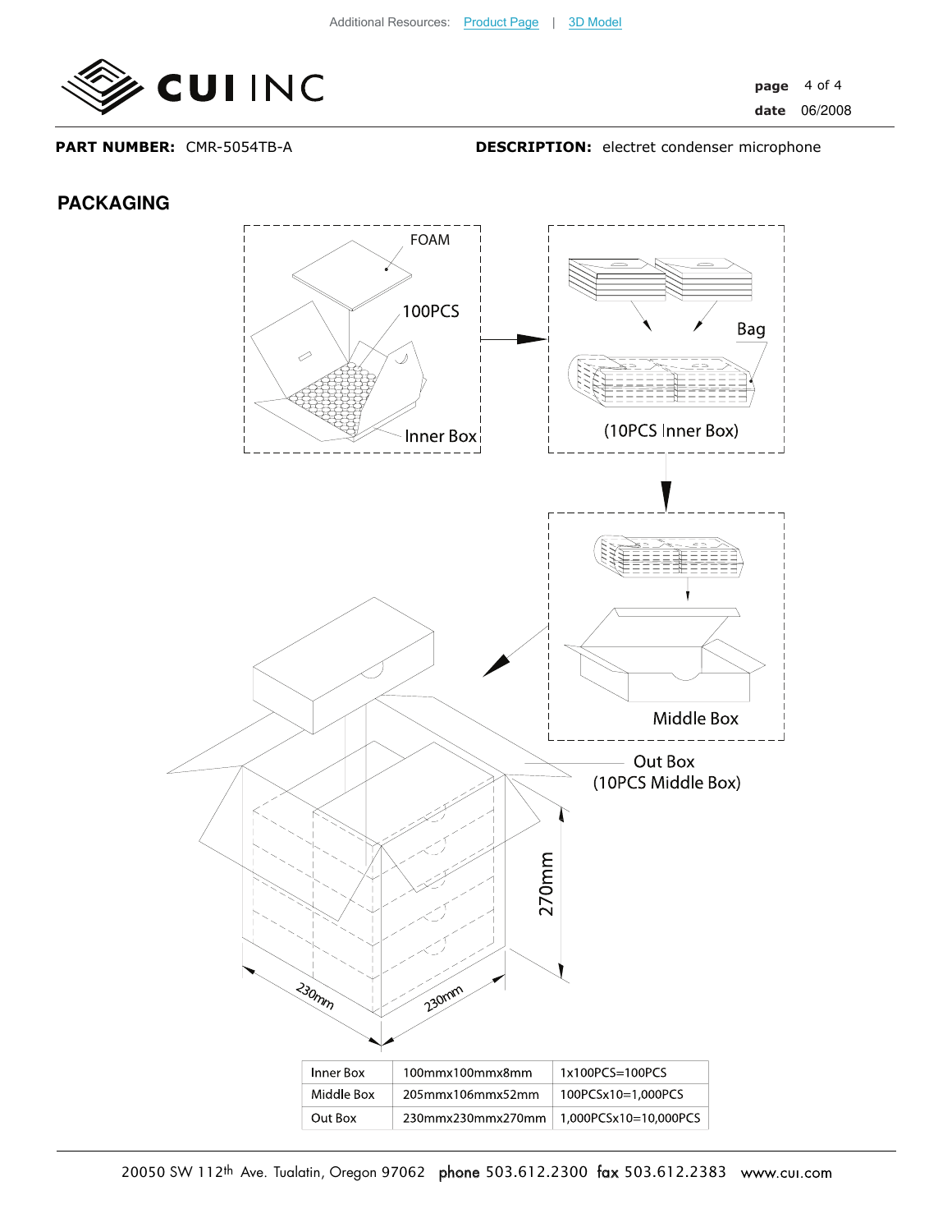**PART NUMBER:** CMR-5054TB-A **DESCRIPTION:** electret condenser microphone

## PACKAGING

FOAM

100PCS

Inner Box

Bag

(10PCS Inner Box)

Middle Box

Out Box
(10PCS Middle Box)

270mm

230mm

230mm

| Inner Box | 100mmx100mmx8mm | 1x100PCS=100PCS |
|---|---|---|
| Middle Box | 205mmx106mmx52mm | 100PCSx10=1,000PCS |
| Out Box | 230mmx230mmx270mm | 1,000PCSx10=10,000PCS |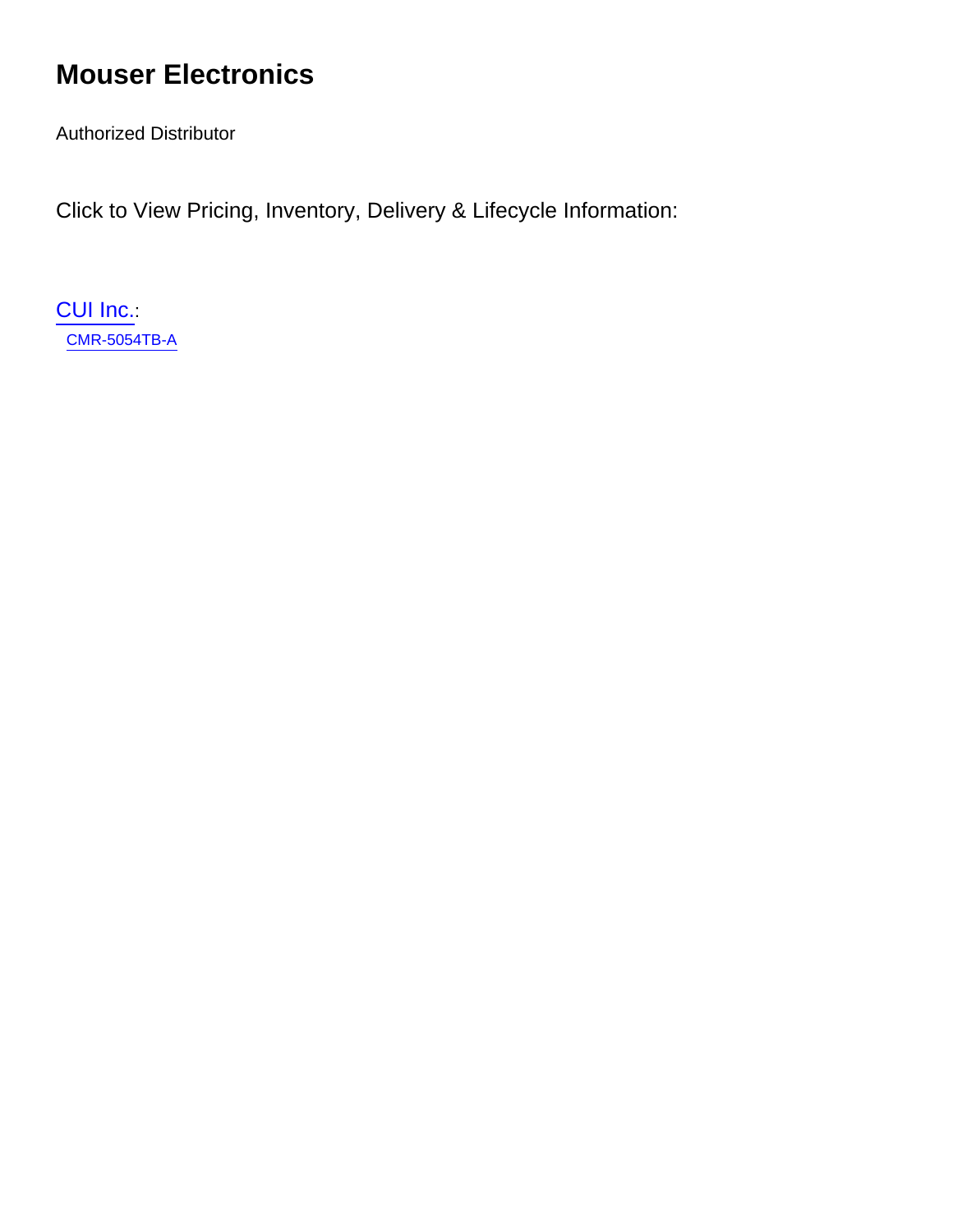# Mouser Electronics

Authorized Distributor

Click to View Pricing, Inventory, Delivery & Lifecycle Information:

CUI Inc.:

CMR-5054TB-A